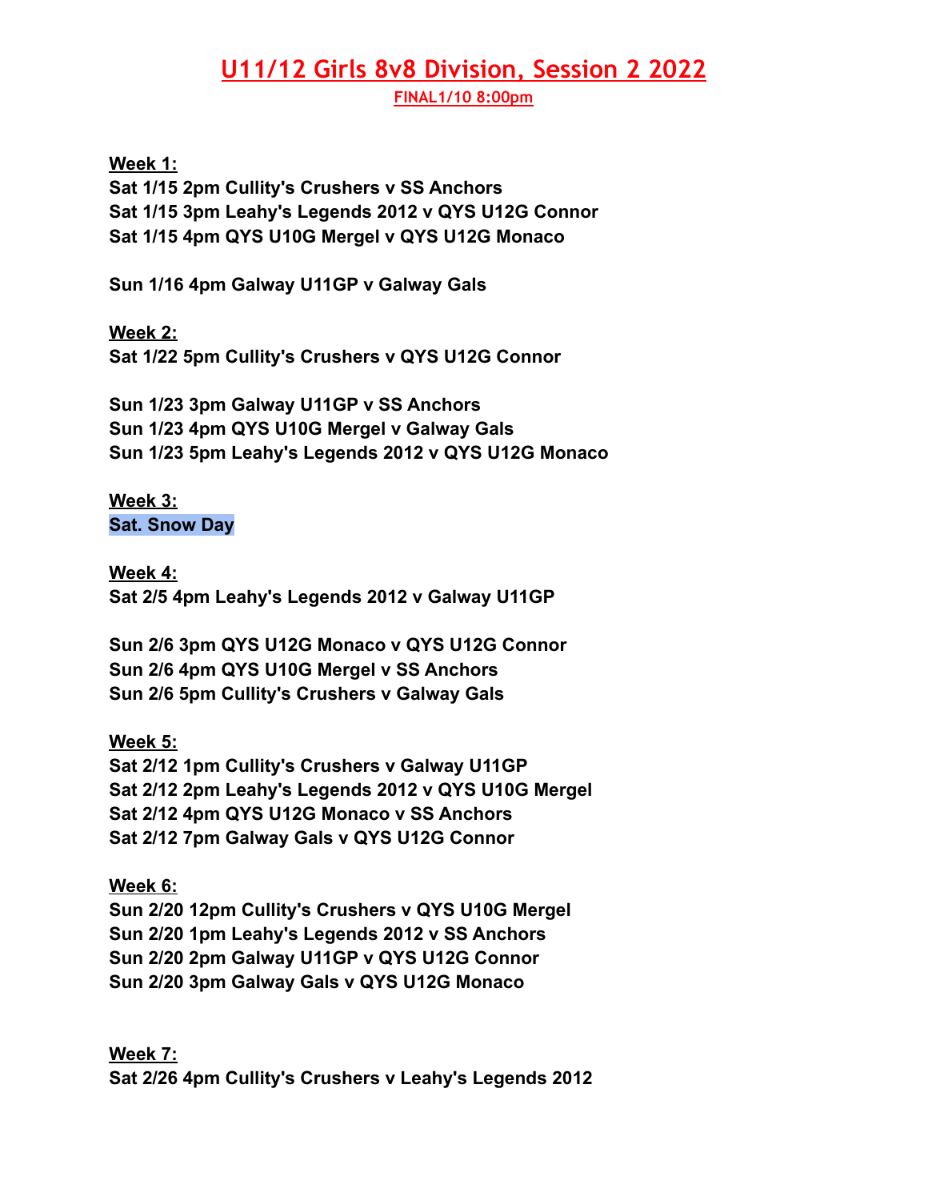# U11/12 Girls 8v8 Division, Session 2 2022

**FINAL1/10 8:00pm**

**Week 1:**
**Sat 1/15 2pm Cullity's Crushers v SS Anchors**
**Sat 1/15 3pm Leahy's Legends 2012 v QYS U12G Connor**
**Sat 1/15 4pm QYS U10G Mergel v QYS U12G Monaco**

**Sun 1/16 4pm Galway U11GP v Galway Gals**

**Week 2:**
**Sat 1/22 5pm Cullity's Crushers v QYS U12G Connor**

**Sun 1/23 3pm Galway U11GP v SS Anchors**
**Sun 1/23 4pm QYS U10G Mergel v Galway Gals**
**Sun 1/23 5pm Leahy's Legends 2012 v QYS U12G Monaco**

**Week 3:**
**Sat. Snow Day**

**Week 4:**
**Sat 2/5 4pm Leahy's Legends 2012 v Galway U11GP**

**Sun 2/6 3pm QYS U12G Monaco v QYS U12G Connor**
**Sun 2/6 4pm QYS U10G Mergel v SS Anchors**
**Sun 2/6 5pm Cullity's Crushers v Galway Gals**

**Week 5:**
**Sat 2/12 1pm Cullity's Crushers v Galway U11GP**
**Sat 2/12 2pm Leahy's Legends 2012 v QYS U10G Mergel**
**Sat 2/12 4pm QYS U12G Monaco v SS Anchors**
**Sat 2/12 7pm Galway Gals v QYS U12G Connor**

**Week 6:**
**Sun 2/20 12pm Cullity's Crushers v QYS U10G Mergel**
**Sun 2/20 1pm Leahy's Legends 2012 v SS Anchors**
**Sun 2/20 2pm Galway U11GP v QYS U12G Connor**
**Sun 2/20 3pm Galway Gals v QYS U12G Monaco**

**Week 7:**
**Sat 2/26 4pm Cullity's Crushers v Leahy's Legends 2012**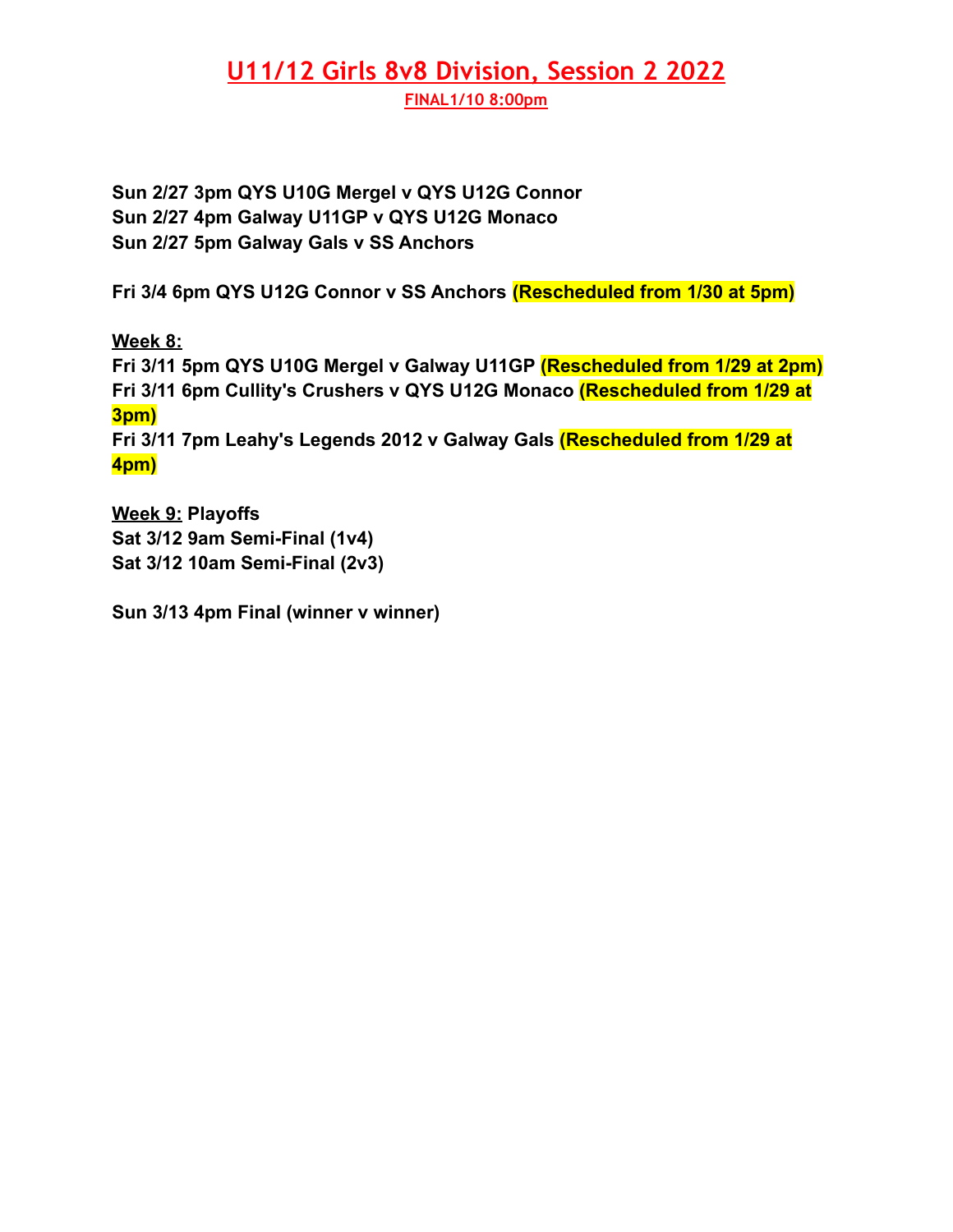# U11/12 Girls 8v8 Division, Session 2 2022

**FINAL1/10 8:00pm**

**Sun 2/27 3pm QYS U10G Mergel v QYS U12G Connor**
**Sun 2/27 4pm Galway U11GP v QYS U12G Monaco**
**Sun 2/27 5pm Galway Gals v SS Anchors**

**Fri 3/4 6pm QYS U12G Connor v SS Anchors (Rescheduled from 1/30 at 5pm)**

**Week 8:**
**Fri 3/11 5pm QYS U10G Mergel v Galway U11GP (Rescheduled from 1/29 at 2pm)**
**Fri 3/11 6pm Cullity's Crushers v QYS U12G Monaco (Rescheduled from 1/29 at 3pm)**
**Fri 3/11 7pm Leahy's Legends 2012 v Galway Gals (Rescheduled from 1/29 at 4pm)**

**Week 9: Playoffs**
**Sat 3/12 9am Semi-Final (1v4)**
**Sat 3/12 10am Semi-Final (2v3)**

**Sun 3/13 4pm Final (winner v winner)**